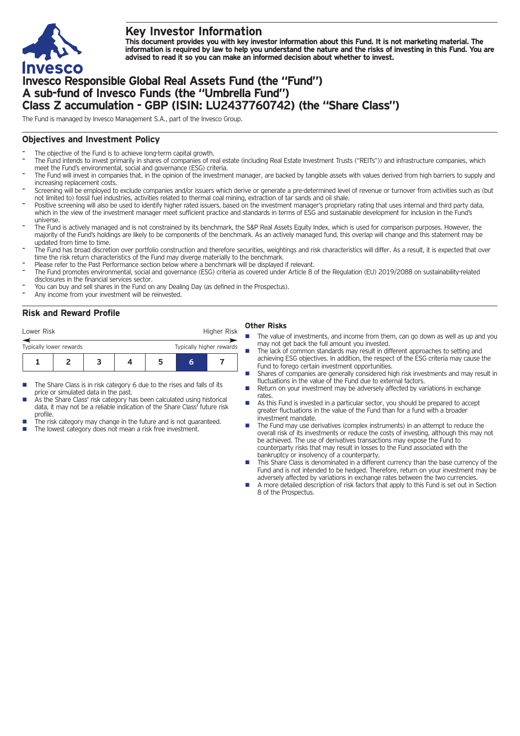# Key Investor Information

**This document provides you with key investor information about this Fund. It is not marketing material. The information is required by law to help you understand the nature and the risks of investing in this Fund. You are advised to read it so you can make an informed decision about whether to invest.**

# Invesco Responsible Global Real Assets Fund (the "Fund") A sub-fund of Invesco Funds (the "Umbrella Fund") Class Z accumulation - GBP (ISIN: LU2437760742) (the "Share Class")

The Fund is managed by Invesco Management S.A., part of the Invesco Group.

## Objectives and Investment Policy

- The objective of the Fund is to achieve long-term capital growth.
- The Fund intends to invest primarily in shares of companies of real estate (including Real Estate Investment Trusts ("REITs")) and infrastructure companies, which meet the Fund's environmental, social and governance (ESG) criteria.
- The Fund will invest in companies that, in the opinion of the investment manager, are backed by tangible assets with values derived from high barriers to supply and increasing replacement costs.
- Screening will be employed to exclude companies and/or issuers which derive or generate a pre-determined level of revenue or turnover from activities such as (but not limited to) fossil fuel industries, activities related to thermal coal mining, extraction of tar sands and oil shale.
- Positive screening will also be used to identify higher rated issuers, based on the investment manager's proprietary rating that uses internal and third party data, which in the view of the investment manager meet sufficient practice and standards in terms of ESG and sustainable development for inclusion in the Fund's universe.
- The Fund is actively managed and is not constrained by its benchmark, the S&P Real Assets Equity Index, which is used for comparison purposes. However, the majority of the Fund's holdings are likely to be components of the benchmark. As an actively managed fund, this overlap will change and this statement may be updated from time to time.
- The Fund has broad discretion over portfolio construction and therefore securities, weightings and risk characteristics will differ. As a result, it is expected that over time the risk return characteristics of the Fund may diverge materially to the benchmark.
- Please refer to the Past Performance section below where a benchmark will be displayed if relevant.
- The Fund promotes environmental, social and governance (ESG) criteria as covered under Article 8 of the Regulation (EU) 2019/2088 on sustainability-related disclosures in the financial services sector.
- You can buy and sell shares in the Fund on any Dealing Day (as defined in the Prospectus).
- Any income from your investment will be reinvested.

## Risk and Reward Profile

Lower Risk — Higher Risk

Typically lower rewards — Typically higher rewards

| 1 | 2 | 3 | 4 | 5 | **6** | 7 |
|---|---|---|---|---|---|---|

- The Share Class is in risk category 6 due to the rises and falls of its price or simulated data in the past.
- As the Share Class' risk category has been calculated using historical data, it may not be a reliable indication of the Share Class' future risk profile.
- The risk category may change in the future and is not guaranteed.
- The lowest category does not mean a risk free investment.

### Other Risks

- The value of investments, and income from them, can go down as well as up and you may not get back the full amount you invested.
- The lack of common standards may result in different approaches to setting and achieving ESG objectives. In addition, the respect of the ESG criteria may cause the Fund to forego certain investment opportunities.
- Shares of companies are generally considered high risk investments and may result in fluctuations in the value of the Fund due to external factors.
- Return on your investment may be adversely affected by variations in exchange rates.
- As this Fund is invested in a particular sector, you should be prepared to accept greater fluctuations in the value of the Fund than for a fund with a broader investment mandate.
- The Fund may use derivatives (complex instruments) in an attempt to reduce the overall risk of its investments or reduce the costs of investing, although this may not be achieved. The use of derivatives transactions may expose the Fund to counterparty risks that may result in losses to the Fund associated with the bankruptcy or insolvency of a counterparty.
- This Share Class is denominated in a different currency than the base currency of the Fund and is not intended to be hedged. Therefore, return on your investment may be adversely affected by variations in exchange rates between the two currencies.
- A more detailed description of risk factors that apply to this Fund is set out in Section 8 of the Prospectus.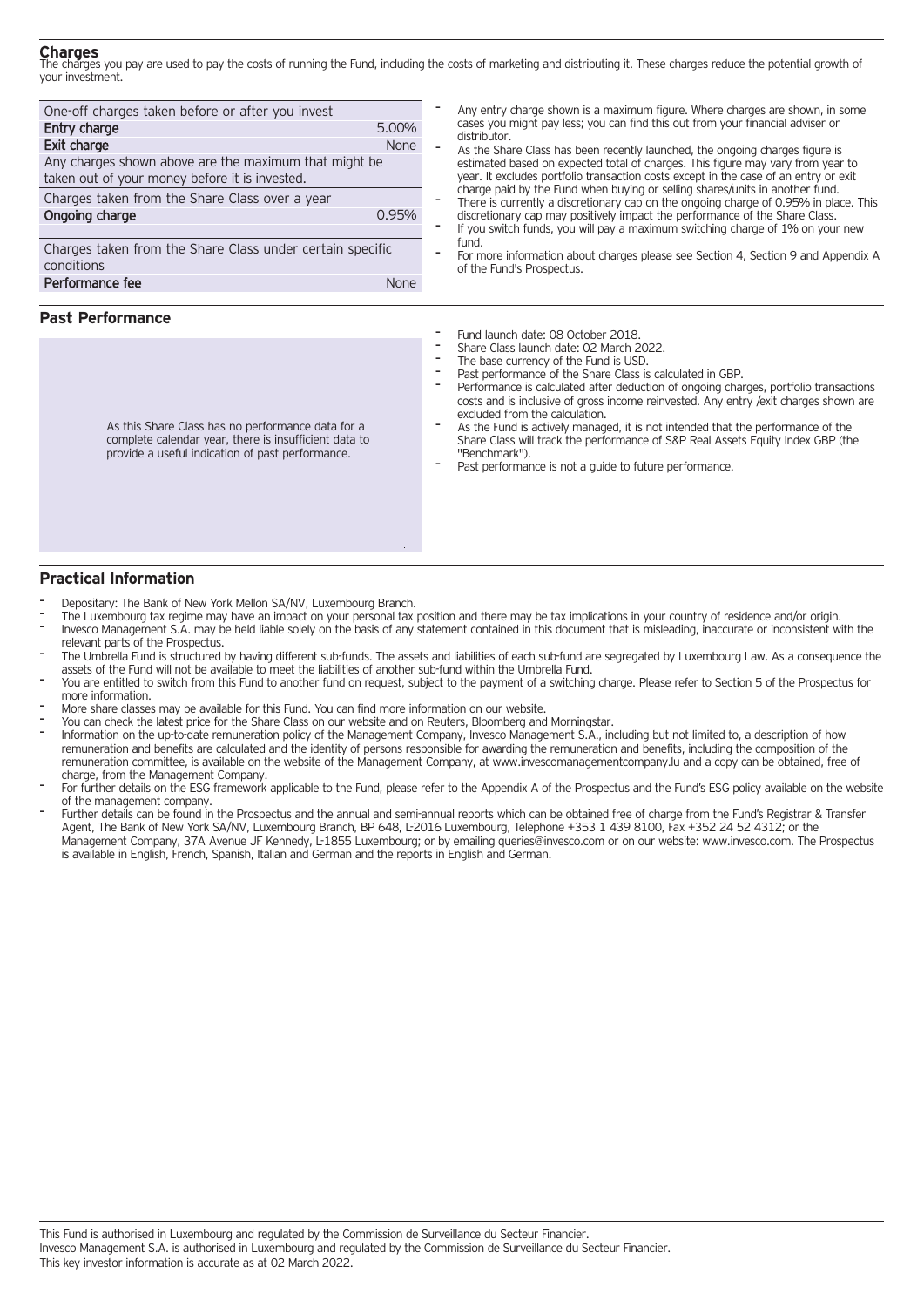## Charges

The charges you pay are used to pay the costs of running the Fund, including the costs of marketing and distributing it. These charges reduce the potential growth of your investment.

| | |
|---|---|
| One-off charges taken before or after you invest | |
| **Entry charge** | 5.00% |
| **Exit charge** | None |
| Any charges shown above are the maximum that might be taken out of your money before it is invested. | |
| Charges taken from the Share Class over a year | |
| **Ongoing charge** | 0.95% |
| Charges taken from the Share Class under certain specific conditions | |
| **Performance fee** | None |

- Any entry charge shown is a maximum figure. Where charges are shown, in some cases you might pay less; you can find this out from your financial adviser or distributor.
- As the Share Class has been recently launched, the ongoing charges figure is estimated based on expected total of charges. This figure may vary from year to year. It excludes portfolio transaction costs except in the case of an entry or exit charge paid by the Fund when buying or selling shares/units in another fund.
- There is currently a discretionary cap on the ongoing charge of 0.95% in place. This discretionary cap may positively impact the performance of the Share Class.
- If you switch funds, you will pay a maximum switching charge of 1% on your new fund.
- For more information about charges please see Section 4, Section 9 and Appendix A of the Fund's Prospectus.

## Past Performance

As this Share Class has no performance data for a complete calendar year, there is insufficient data to provide a useful indication of past performance.

- Fund launch date: 08 October 2018.
- Share Class launch date: 02 March 2022.
- The base currency of the Fund is USD.
- Past performance of the Share Class is calculated in GBP.
- Performance is calculated after deduction of ongoing charges, portfolio transactions costs and is inclusive of gross income reinvested. Any entry /exit charges shown are excluded from the calculation.
- As the Fund is actively managed, it is not intended that the performance of the Share Class will track the performance of S&P Real Assets Equity Index GBP (the "Benchmark").
- Past performance is not a guide to future performance.

## Practical Information

- Depositary: The Bank of New York Mellon SA/NV, Luxembourg Branch.
- The Luxembourg tax regime may have an impact on your personal tax position and there may be tax implications in your country of residence and/or origin.
- Invesco Management S.A. may be held liable solely on the basis of any statement contained in this document that is misleading, inaccurate or inconsistent with the relevant parts of the Prospectus.
- The Umbrella Fund is structured by having different sub-funds. The assets and liabilities of each sub-fund are segregated by Luxembourg Law. As a consequence the assets of the Fund will not be available to meet the liabilities of another sub-fund within the Umbrella Fund.
- You are entitled to switch from this Fund to another fund on request, subject to the payment of a switching charge. Please refer to Section 5 of the Prospectus for more information.
- More share classes may be available for this Fund. You can find more information on our website.
- You can check the latest price for the Share Class on our website and on Reuters, Bloomberg and Morningstar.
- Information on the up-to-date remuneration policy of the Management Company, Invesco Management S.A., including but not limited to, a description of how remuneration and benefits are calculated and the identity of persons responsible for awarding the remuneration and benefits, including the composition of the remuneration committee, is available on the website of the Management Company, at www.invescomanagementcompany.lu and a copy can be obtained, free of charge, from the Management Company.
- For further details on the ESG framework applicable to the Fund, please refer to the Appendix A of the Prospectus and the Fund's ESG policy available on the website of the management company.
- Further details can be found in the Prospectus and the annual and semi-annual reports which can be obtained free of charge from the Fund's Registrar & Transfer Agent, The Bank of New York SA/NV, Luxembourg Branch, BP 648, L-2016 Luxembourg, Telephone +353 1 439 8100, Fax +352 24 52 4312; or the Management Company, 37A Avenue JF Kennedy, L-1855 Luxembourg; or by emailing queries@invesco.com or on our website: www.invesco.com. The Prospectus is available in English, French, Spanish, Italian and German and the reports in English and German.

This Fund is authorised in Luxembourg and regulated by the Commission de Surveillance du Secteur Financier.
Invesco Management S.A. is authorised in Luxembourg and regulated by the Commission de Surveillance du Secteur Financier.
This key investor information is accurate as at 02 March 2022.